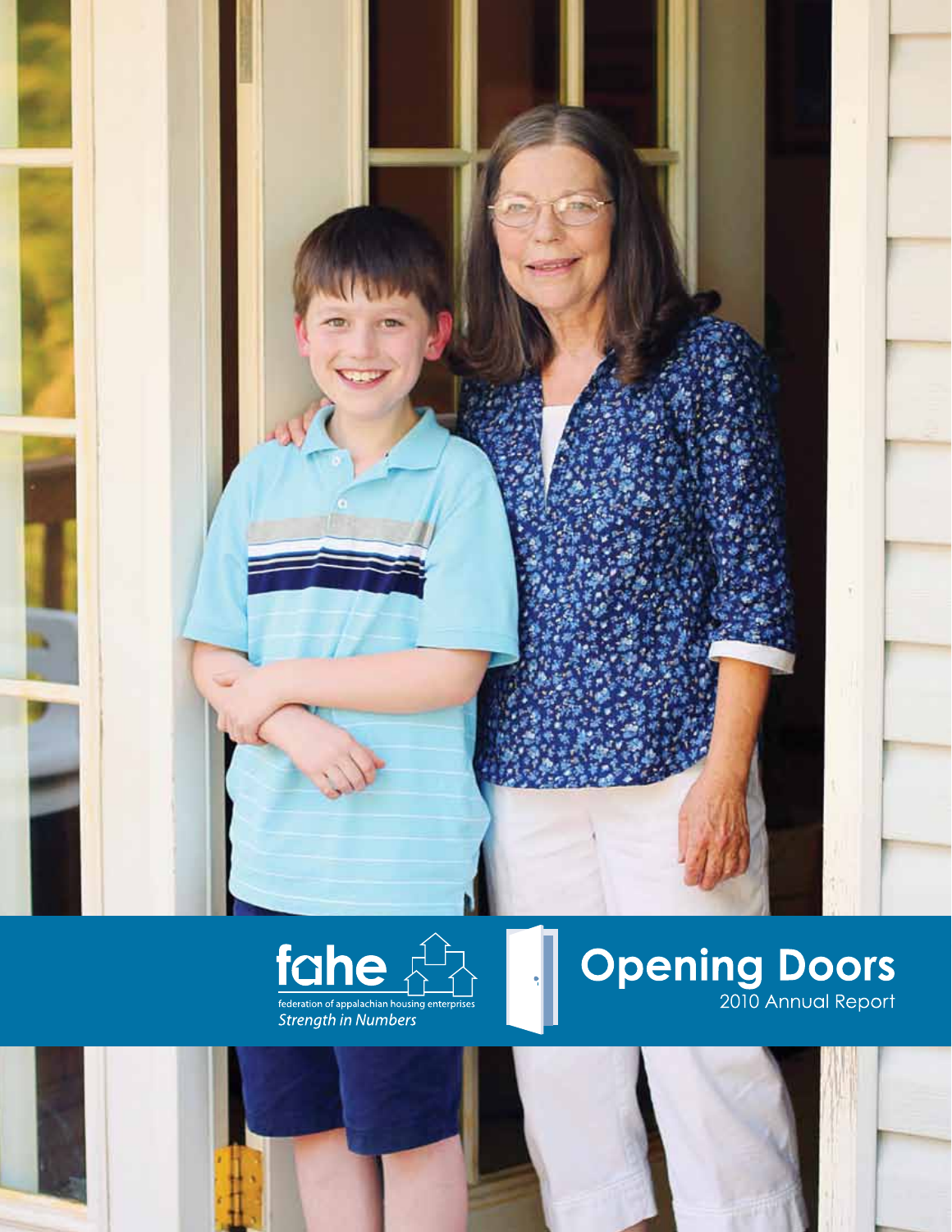fahe

federation of appalachian housing enterprises

*Strength in Numbers*

# Opening Doors

2010 Annual Report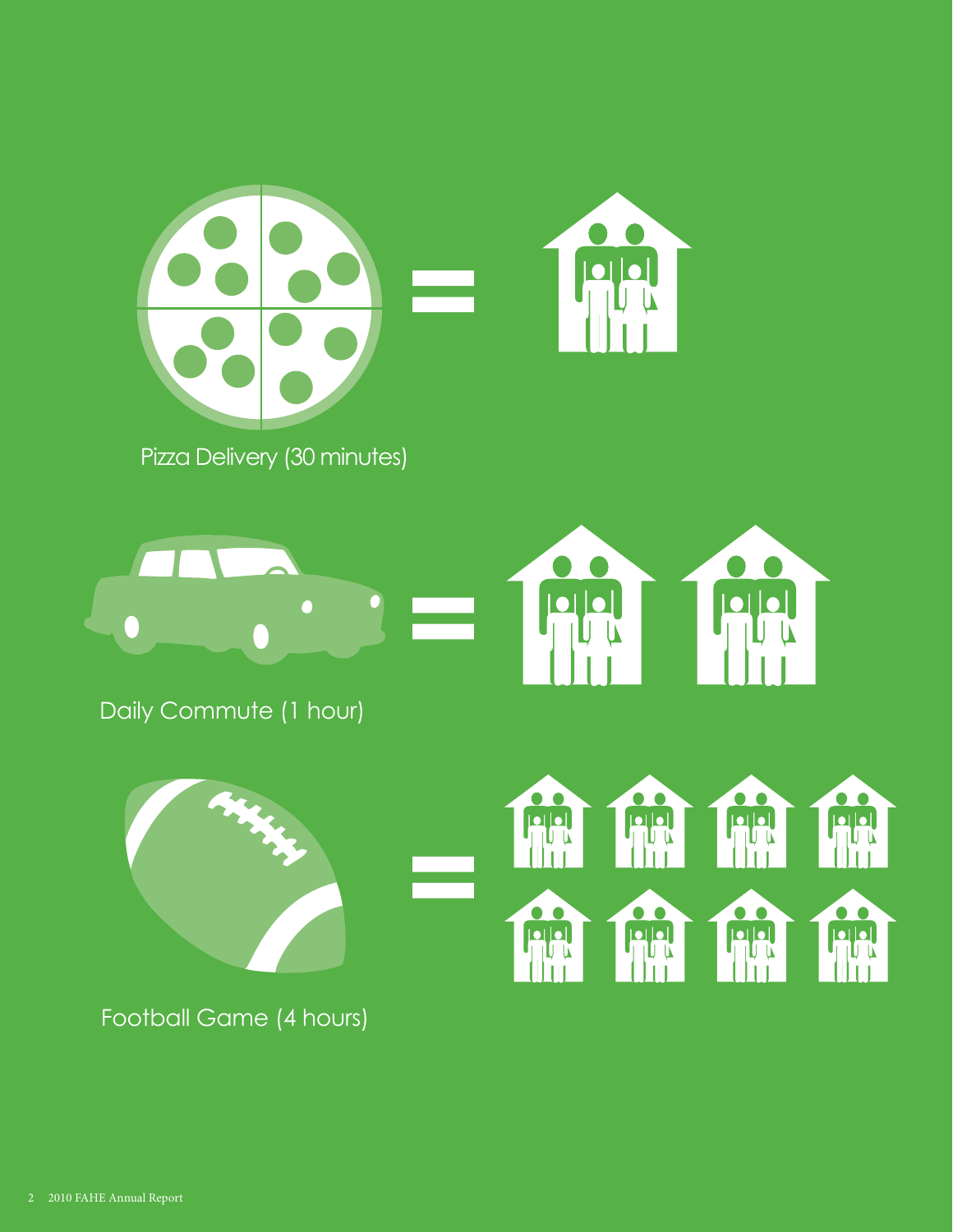Pizza Delivery (30 minutes)

Daily Commute (1 hour)

Football Game (4 hours)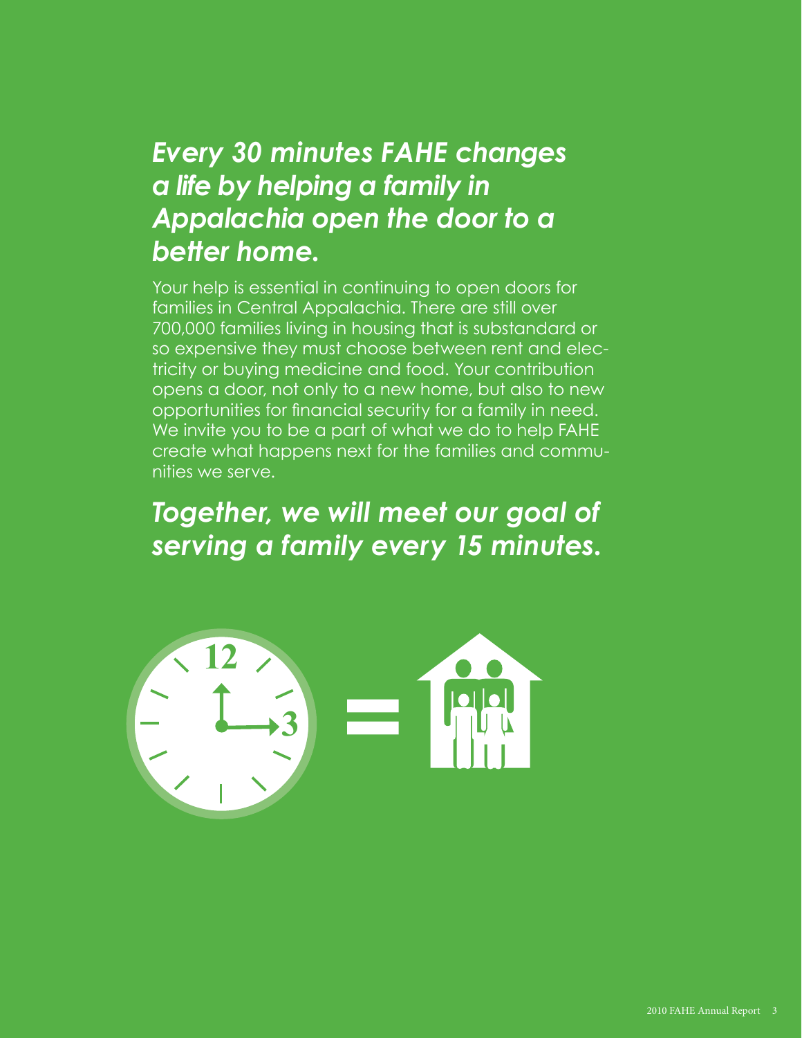## *Every 30 minutes FAHE changes a life by helping a family in Appalachia open the door to a better home.*

Your help is essential in continuing to open doors for families in Central Appalachia. There are still over 700,000 families living in housing that is substandard or so expensive they must choose between rent and electricity or buying medicine and food. Your contribution opens a door, not only to a new home, but also to new opportunities for financial security for a family in need. We invite you to be a part of what we do to help FAHE create what happens next for the families and communities we serve.

## *Together, we will meet our goal of serving a family every 15 minutes.*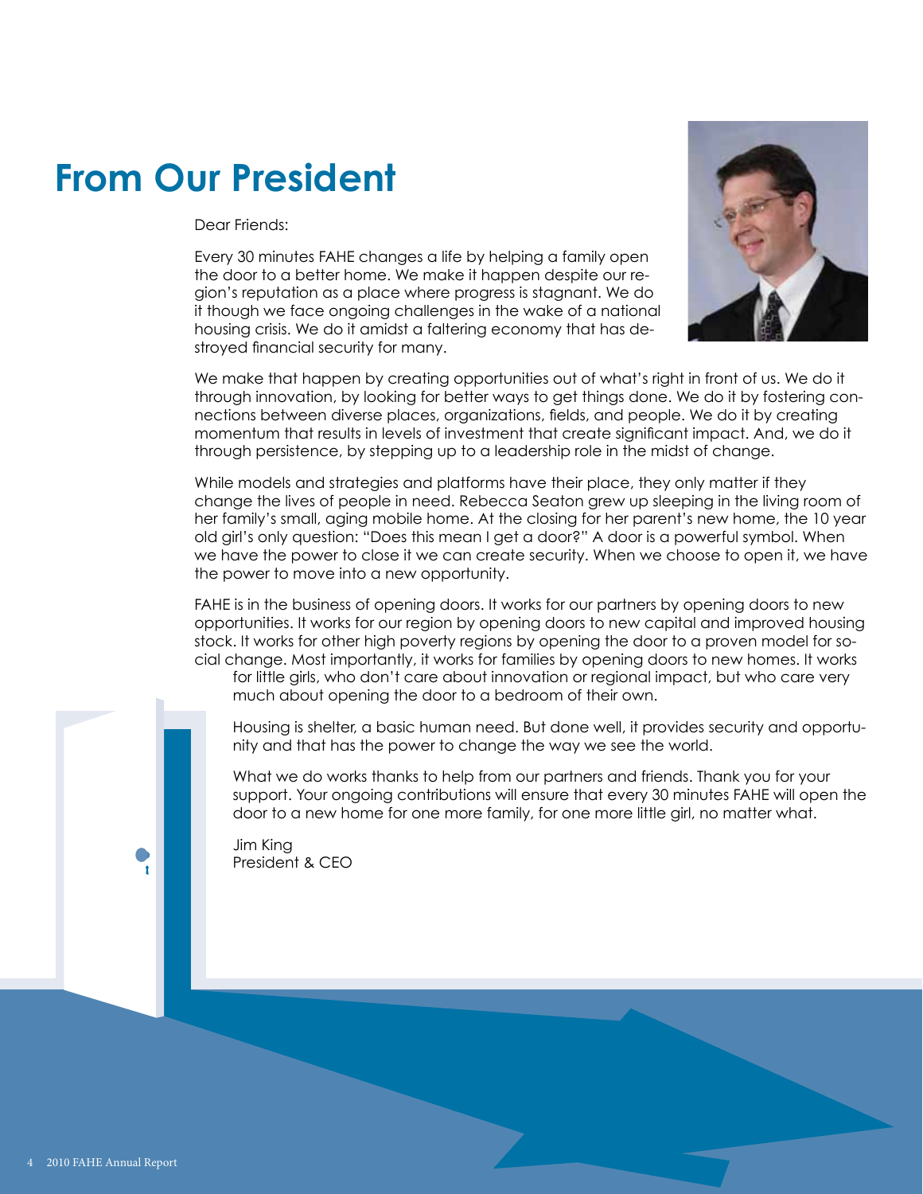# From Our President

Dear Friends:

Every 30 minutes FAHE changes a life by helping a family open the door to a better home. We make it happen despite our region's reputation as a place where progress is stagnant. We do it though we face ongoing challenges in the wake of a national housing crisis. We do it amidst a faltering economy that has destroyed financial security for many.

We make that happen by creating opportunities out of what's right in front of us. We do it through innovation, by looking for better ways to get things done. We do it by fostering connections between diverse places, organizations, fields, and people. We do it by creating momentum that results in levels of investment that create significant impact. And, we do it through persistence, by stepping up to a leadership role in the midst of change.

While models and strategies and platforms have their place, they only matter if they change the lives of people in need. Rebecca Seaton grew up sleeping in the living room of her family's small, aging mobile home. At the closing for her parent's new home, the 10 year old girl's only question: "Does this mean I get a door?" A door is a powerful symbol. When we have the power to close it we can create security. When we choose to open it, we have the power to move into a new opportunity.

FAHE is in the business of opening doors. It works for our partners by opening doors to new opportunities. It works for our region by opening doors to new capital and improved housing stock. It works for other high poverty regions by opening the door to a proven model for social change. Most importantly, it works for families by opening doors to new homes. It works for little girls, who don't care about innovation or regional impact, but who care very much about opening the door to a bedroom of their own.

Housing is shelter, a basic human need. But done well, it provides security and opportunity and that has the power to change the way we see the world.

What we do works thanks to help from our partners and friends. Thank you for your support. Your ongoing contributions will ensure that every 30 minutes FAHE will open the door to a new home for one more family, for one more little girl, no matter what.

Jim King
President & CEO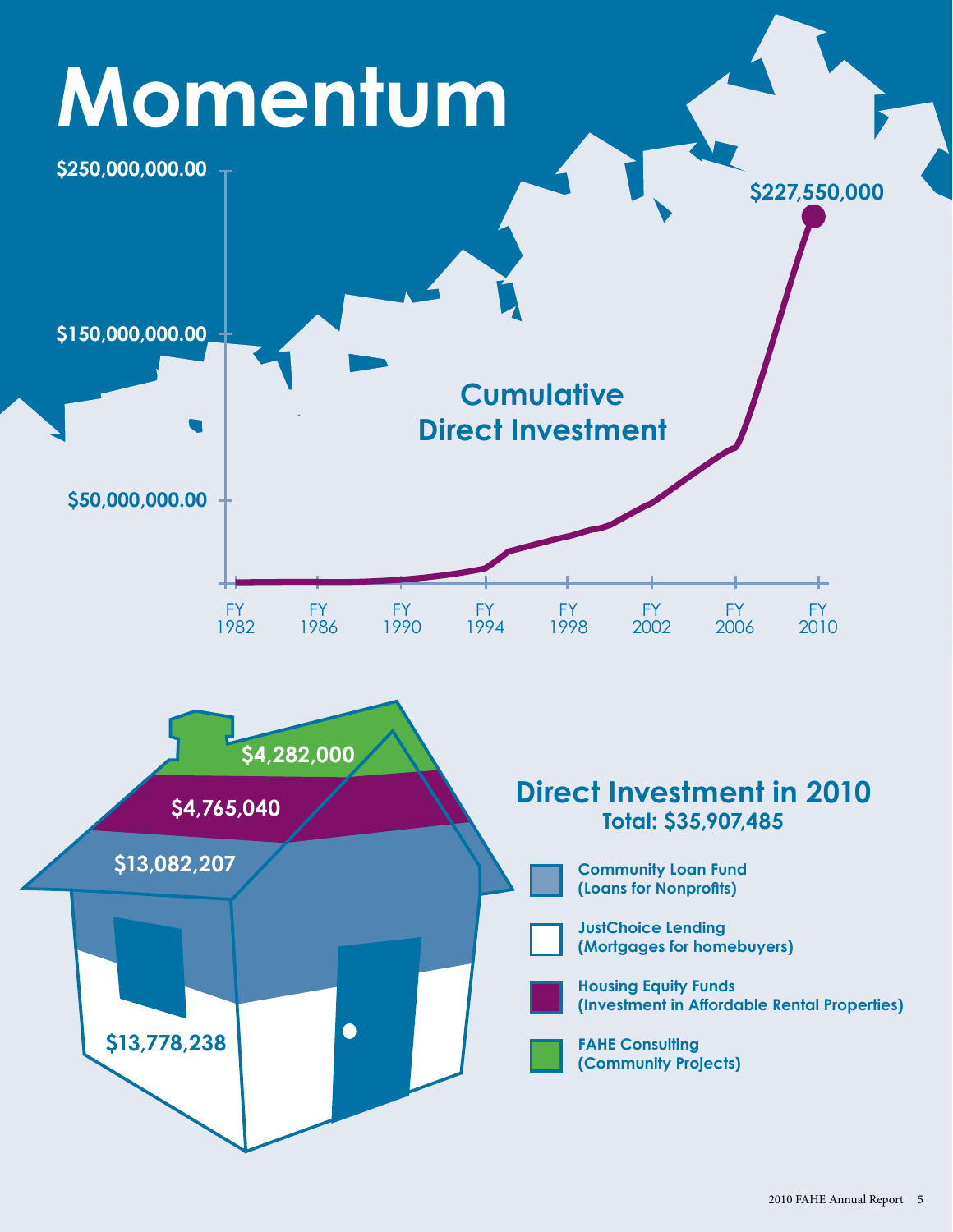# Momentum

## Cumulative Direct Investment

$250,000,000.00

$150,000,000.00

$50,000,000.00

FY 1982 | FY 1986 | FY 1990 | FY 1994 | FY 1998 | FY 2002 | FY 2006 | FY 2010

$227,550,000

## Direct Investment in 2010

**Total: $35,907,485**

| Category | Amount |
| --- | --- |
| Community Loan Fund (Loans for Nonprofits) | $13,082,207 |
| JustChoice Lending (Mortgages for homebuyers) | $13,778,238 |
| Housing Equity Funds (Investment in Affordable Rental Properties) | $4,765,040 |
| FAHE Consulting (Community Projects) | $4,282,000 |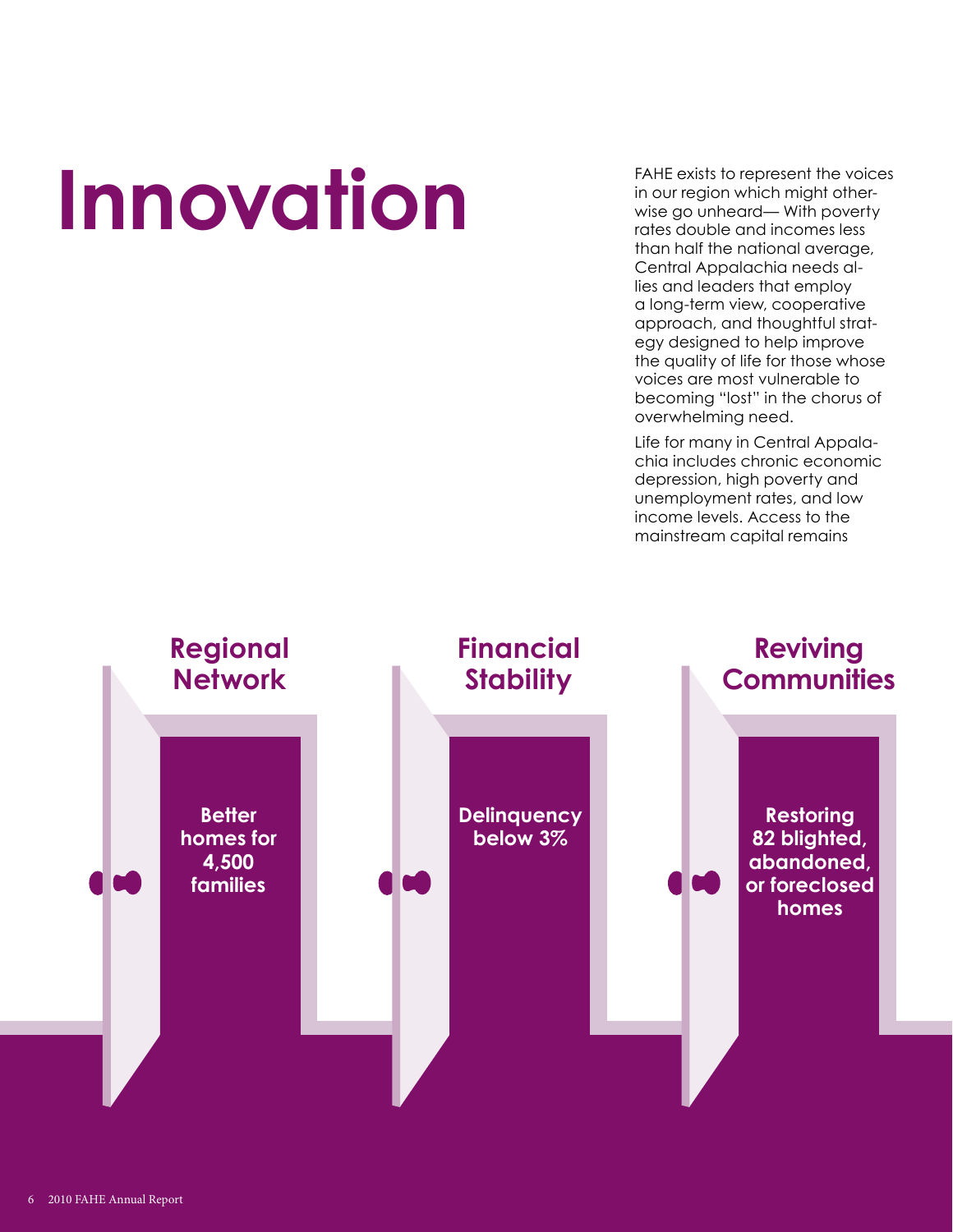# Innovation

FAHE exists to represent the voices in our region which might otherwise go unheard— With poverty rates double and incomes less than half the national average, Central Appalachia needs allies and leaders that employ a long-term view, cooperative approach, and thoughtful strategy designed to help improve the quality of life for those whose voices are most vulnerable to becoming "lost" in the chorus of overwhelming need.

Life for many in Central Appalachia includes chronic economic depression, high poverty and unemployment rates, and low income levels. Access to the mainstream capital remains

## Regional Network

**Better homes for 4,500 families**

## Financial Stability

**Delinquency below 3%**

## Reviving Communities

**Restoring 82 blighted, abandoned, or foreclosed homes**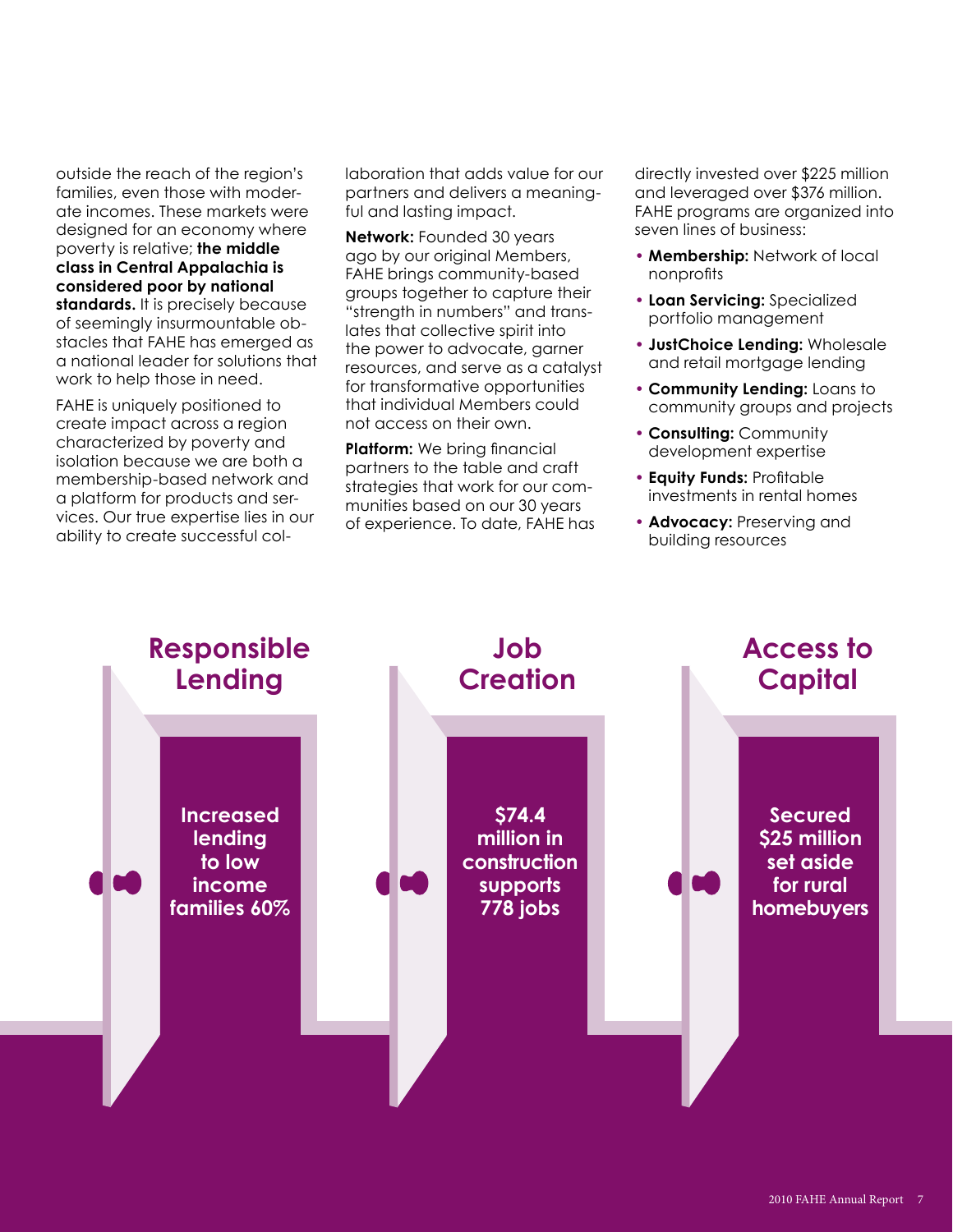outside the reach of the region's families, even those with moderate incomes. These markets were designed for an economy where poverty is relative; **the middle class in Central Appalachia is considered poor by national standards.** It is precisely because of seemingly insurmountable obstacles that FAHE has emerged as a national leader for solutions that work to help those in need.

FAHE is uniquely positioned to create impact across a region characterized by poverty and isolation because we are both a membership-based network and a platform for products and services. Our true expertise lies in our ability to create successful collaboration that adds value for our partners and delivers a meaningful and lasting impact.

**Network:** Founded 30 years ago by our original Members, FAHE brings community-based groups together to capture their "strength in numbers" and translates that collective spirit into the power to advocate, garner resources, and serve as a catalyst for transformative opportunities that individual Members could not access on their own.

**Platform:** We bring financial partners to the table and craft strategies that work for our communities based on our 30 years of experience. To date, FAHE has directly invested over $225 million and leveraged over $376 million. FAHE programs are organized into seven lines of business:

- **Membership:** Network of local nonprofits
- **Loan Servicing:** Specialized portfolio management
- **JustChoice Lending:** Wholesale and retail mortgage lending
- **Community Lending:** Loans to community groups and projects
- **Consulting:** Community development expertise
- **Equity Funds:** Profitable investments in rental homes
- **Advocacy:** Preserving and building resources

## Responsible Lending

**Increased lending to low income families 60%**

## Job Creation

**$74.4 million in construction supports 778 jobs**

## Access to Capital

**Secured $25 million set aside for rural homebuyers**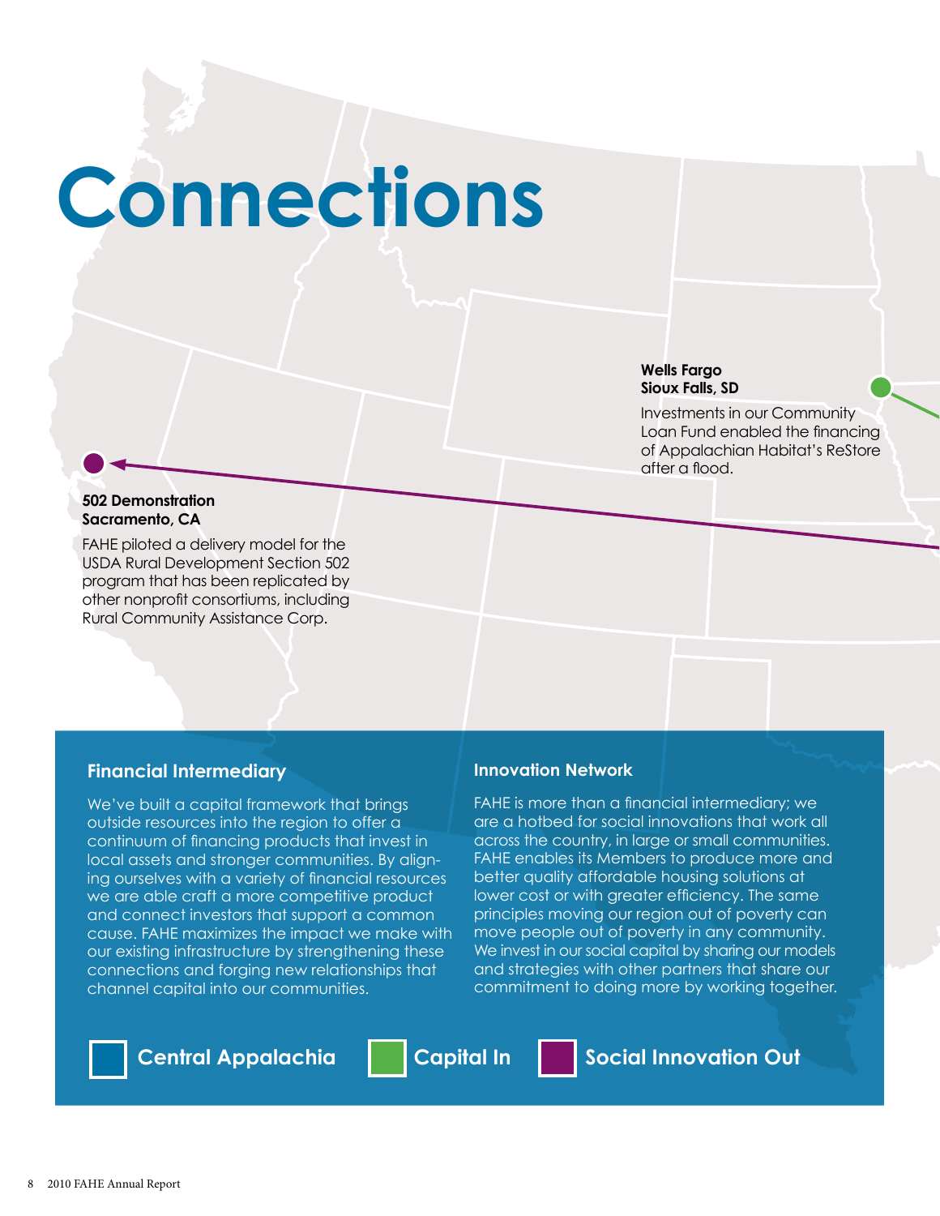# Connections

**Wells Fargo**
**Sioux Falls, SD**

Investments in our Community Loan Fund enabled the financing of Appalachian Habitat's ReStore after a flood.

**502 Demonstration**
**Sacramento, CA**

FAHE piloted a delivery model for the USDA Rural Development Section 502 program that has been replicated by other nonprofit consortiums, including Rural Community Assistance Corp.

## Financial Intermediary

We've built a capital framework that brings outside resources into the region to offer a continuum of financing products that invest in local assets and stronger communities. By aligning ourselves with a variety of financial resources we are able craft a more competitive product and connect investors that support a common cause. FAHE maximizes the impact we make with our existing infrastructure by strengthening these connections and forging new relationships that channel capital into our communities.

## Innovation Network

FAHE is more than a financial intermediary; we are a hotbed for social innovations that work all across the country, in large or small communities. FAHE enables its Members to produce more and better quality affordable housing solutions at lower cost or with greater efficiency. The same principles moving our region out of poverty can move people out of poverty in any community. We invest in our social capital by sharing our models and strategies with other partners that share our commitment to doing more by working together.

Central Appalachia | Capital In | Social Innovation Out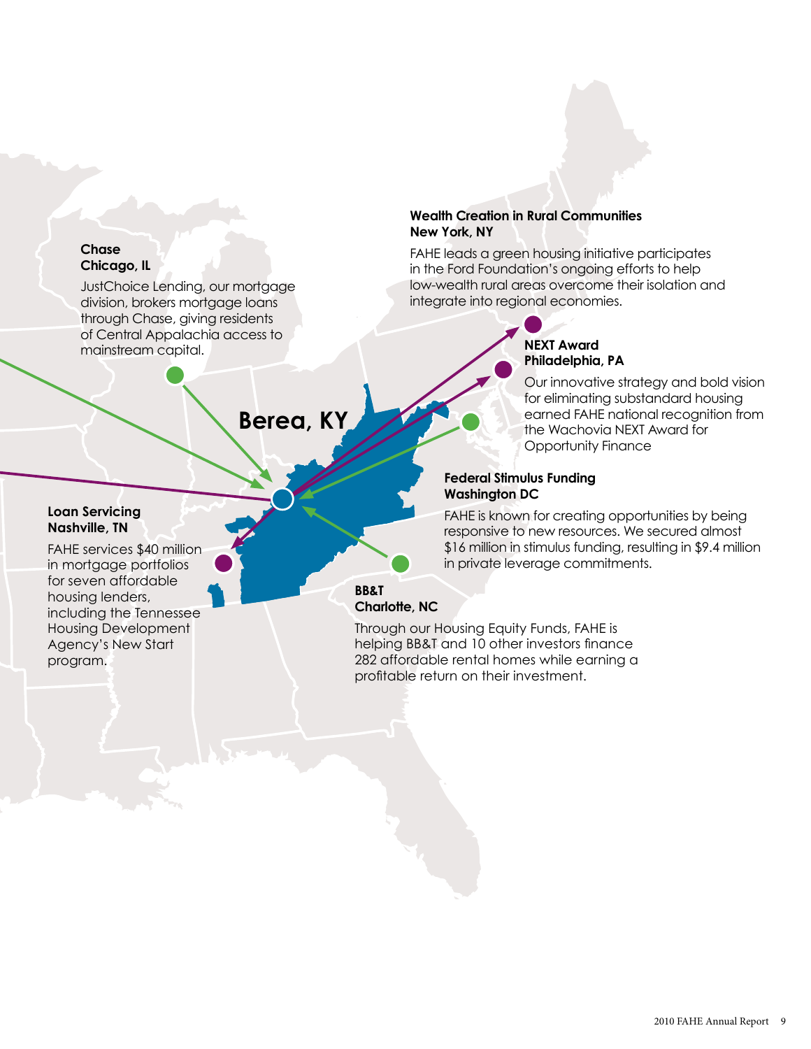**Berea, KY**

**Chase**
**Chicago, IL**

JustChoice Lending, our mortgage division, brokers mortgage loans through Chase, giving residents of Central Appalachia access to mainstream capital.

**Wealth Creation in Rural Communities**
**New York, NY**

FAHE leads a green housing initiative participates in the Ford Foundation's ongoing efforts to help low-wealth rural areas overcome their isolation and integrate into regional economies.

**NEXT Award**
**Philadelphia, PA**

Our innovative strategy and bold vision for eliminating substandard housing earned FAHE national recognition from the Wachovia NEXT Award for Opportunity Finance

**Federal Stimulus Funding**
**Washington DC**

FAHE is known for creating opportunities by being responsive to new resources. We secured almost $16 million in stimulus funding, resulting in $9.4 million in private leverage commitments.

**Loan Servicing**
**Nashville, TN**

FAHE services $40 million in mortgage portfolios for seven affordable housing lenders, including the Tennessee Housing Development Agency's New Start program.

**BB&T**
**Charlotte, NC**

Through our Housing Equity Funds, FAHE is helping BB&T and 10 other investors finance 282 affordable rental homes while earning a profitable return on their investment.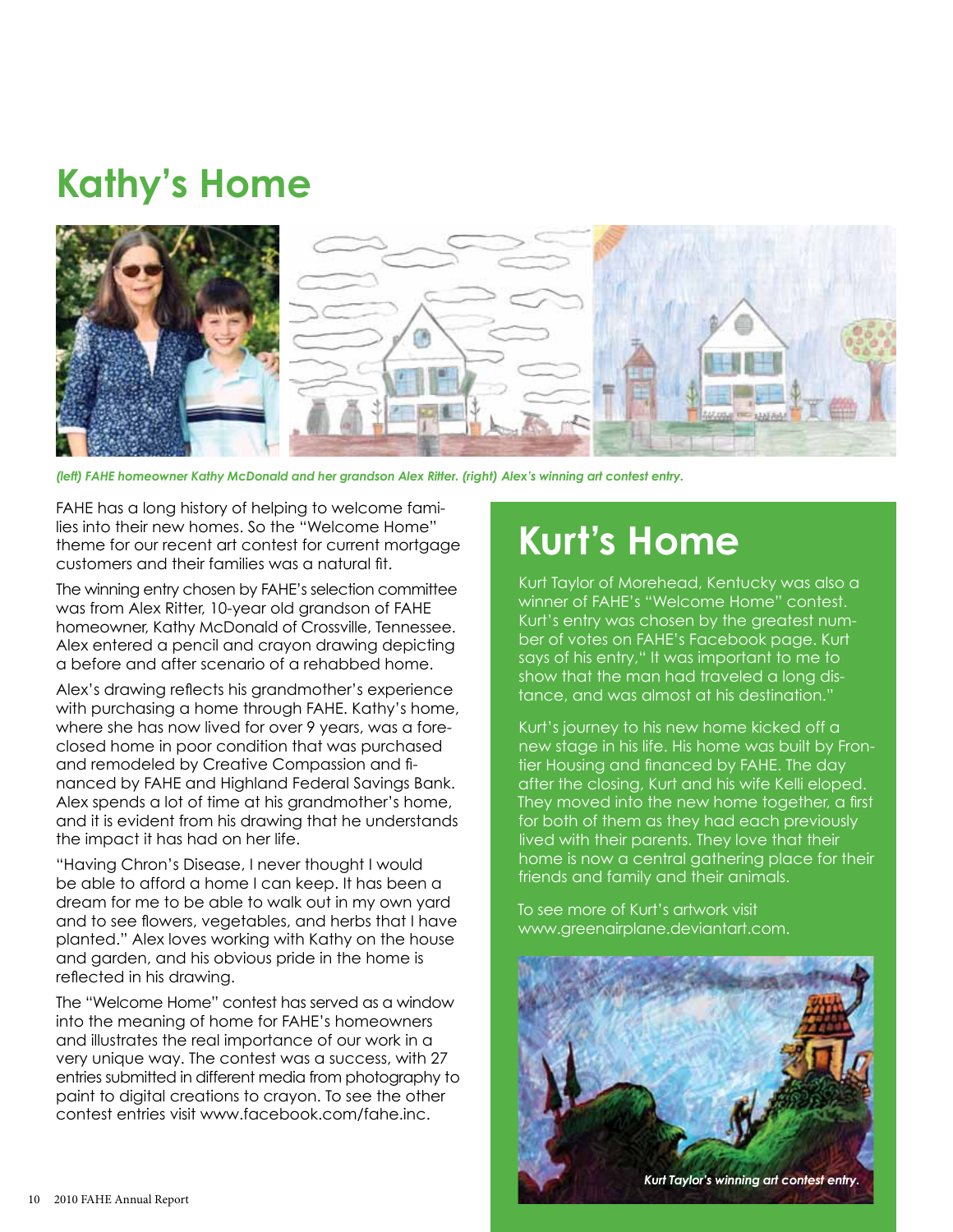# Kathy's Home

*(left) FAHE homeowner Kathy McDonald and her grandson Alex Ritter. (right) Alex's winning art contest entry.*

FAHE has a long history of helping to welcome families into their new homes. So the "Welcome Home" theme for our recent art contest for current mortgage customers and their families was a natural fit.

The winning entry chosen by FAHE's selection committee was from Alex Ritter, 10-year old grandson of FAHE homeowner, Kathy McDonald of Crossville, Tennessee. Alex entered a pencil and crayon drawing depicting a before and after scenario of a rehabbed home.

Alex's drawing reflects his grandmother's experience with purchasing a home through FAHE. Kathy's home, where she has now lived for over 9 years, was a foreclosed home in poor condition that was purchased and remodeled by Creative Compassion and financed by FAHE and Highland Federal Savings Bank. Alex spends a lot of time at his grandmother's home, and it is evident from his drawing that he understands the impact it has had on her life.

"Having Chron's Disease, I never thought I would be able to afford a home I can keep. It has been a dream for me to be able to walk out in my own yard and to see flowers, vegetables, and herbs that I have planted." Alex loves working with Kathy on the house and garden, and his obvious pride in the home is reflected in his drawing.

The "Welcome Home" contest has served as a window into the meaning of home for FAHE's homeowners and illustrates the real importance of our work in a very unique way. The contest was a success, with 27 entries submitted in different media from photography to paint to digital creations to crayon. To see the other contest entries visit www.facebook.com/fahe.inc.

# Kurt's Home

Kurt Taylor of Morehead, Kentucky was also a winner of FAHE's "Welcome Home" contest. Kurt's entry was chosen by the greatest number of votes on FAHE's Facebook page. Kurt says of his entry," It was important to me to show that the man had traveled a long distance, and was almost at his destination."

Kurt's journey to his new home kicked off a new stage in his life. His home was built by Frontier Housing and financed by FAHE. The day after the closing, Kurt and his wife Kelli eloped. They moved into the new home together, a first for both of them as they had each previously lived with their parents. They love that their home is now a central gathering place for their friends and family and their animals.

To see more of Kurt's artwork visit www.greenairplane.deviantart.com.

*Kurt Taylor's winning art contest entry.*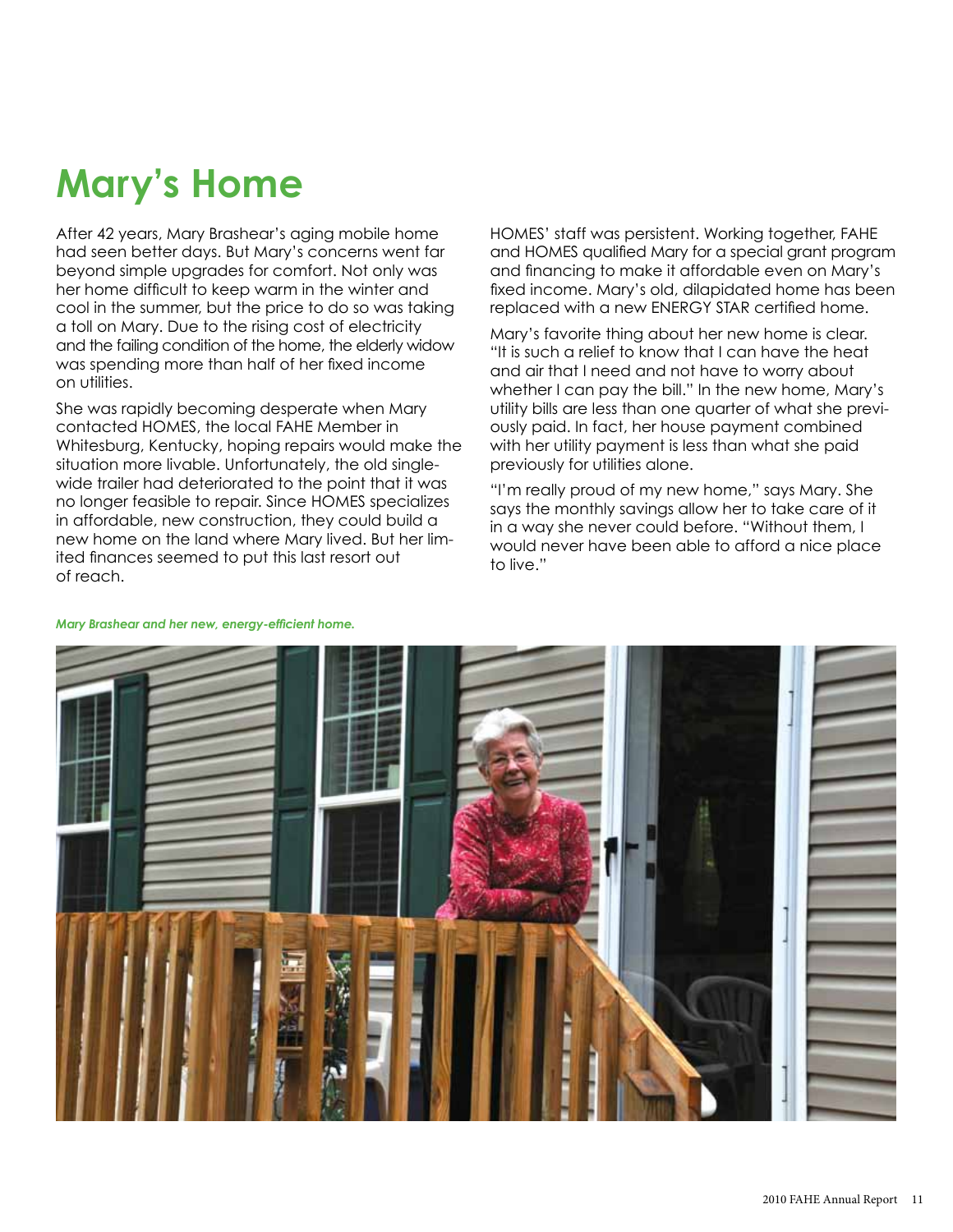# Mary's Home

After 42 years, Mary Brashear's aging mobile home had seen better days. But Mary's concerns went far beyond simple upgrades for comfort. Not only was her home difficult to keep warm in the winter and cool in the summer, but the price to do so was taking a toll on Mary. Due to the rising cost of electricity and the failing condition of the home, the elderly widow was spending more than half of her fixed income on utilities.

She was rapidly becoming desperate when Mary contacted HOMES, the local FAHE Member in Whitesburg, Kentucky, hoping repairs would make the situation more livable. Unfortunately, the old single-wide trailer had deteriorated to the point that it was no longer feasible to repair. Since HOMES specializes in affordable, new construction, they could build a new home on the land where Mary lived. But her limited finances seemed to put this last resort out of reach.

HOMES' staff was persistent. Working together, FAHE and HOMES qualified Mary for a special grant program and financing to make it affordable even on Mary's fixed income. Mary's old, dilapidated home has been replaced with a new ENERGY STAR certified home.

Mary's favorite thing about her new home is clear. "It is such a relief to know that I can have the heat and air that I need and not have to worry about whether I can pay the bill." In the new home, Mary's utility bills are less than one quarter of what she previously paid. In fact, her house payment combined with her utility payment is less than what she paid previously for utilities alone.

"I'm really proud of my new home," says Mary. She says the monthly savings allow her to take care of it in a way she never could before. "Without them, I would never have been able to afford a nice place to live."

*Mary Brashear and her new, energy-efficient home.*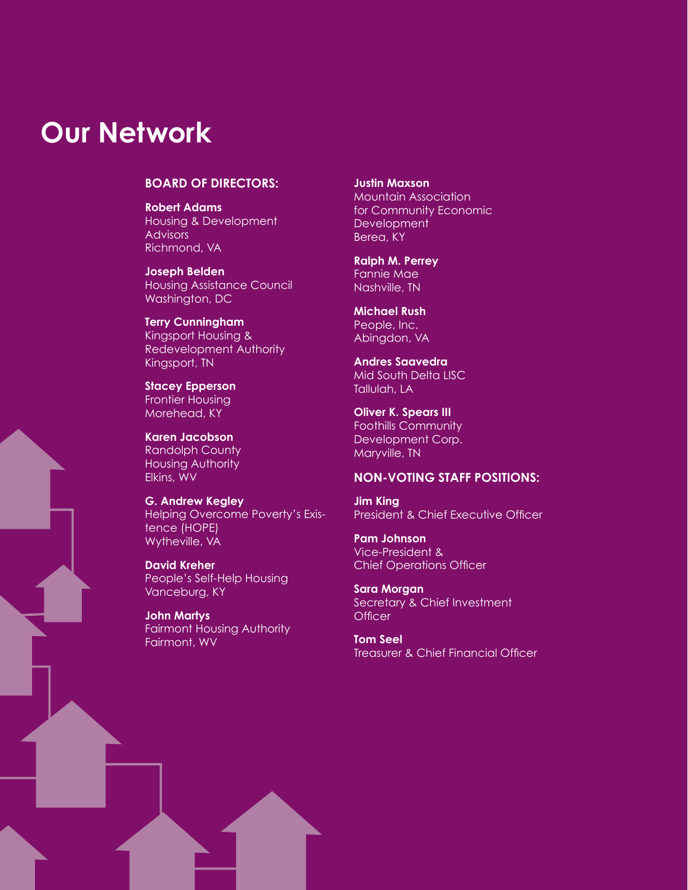# Our Network

**BOARD OF DIRECTORS:**

**Robert Adams**
Housing & Development Advisors
Richmond, VA

**Joseph Belden**
Housing Assistance Council
Washington, DC

**Terry Cunningham**
Kingsport Housing & Redevelopment Authority
Kingsport, TN

**Stacey Epperson**
Frontier Housing
Morehead, KY

**Karen Jacobson**
Randolph County Housing Authority
Elkins, WV

**G. Andrew Kegley**
Helping Overcome Poverty's Existence (HOPE)
Wytheville, VA

**David Kreher**
People's Self-Help Housing
Vanceburg, KY

**John Martys**
Fairmont Housing Authority
Fairmont, WV

**Justin Maxson**
Mountain Association for Community Economic Development
Berea, KY

**Ralph M. Perrey**
Fannie Mae
Nashville, TN

**Michael Rush**
People, Inc.
Abingdon, VA

**Andres Saavedra**
Mid South Delta LISC
Tallulah, LA

**Oliver K. Spears III**
Foothills Community Development Corp.
Maryville, TN

**NON-VOTING STAFF POSITIONS:**

**Jim King**
President & Chief Executive Officer

**Pam Johnson**
Vice-President & Chief Operations Officer

**Sara Morgan**
Secretary & Chief Investment Officer

**Tom Seel**
Treasurer & Chief Financial Officer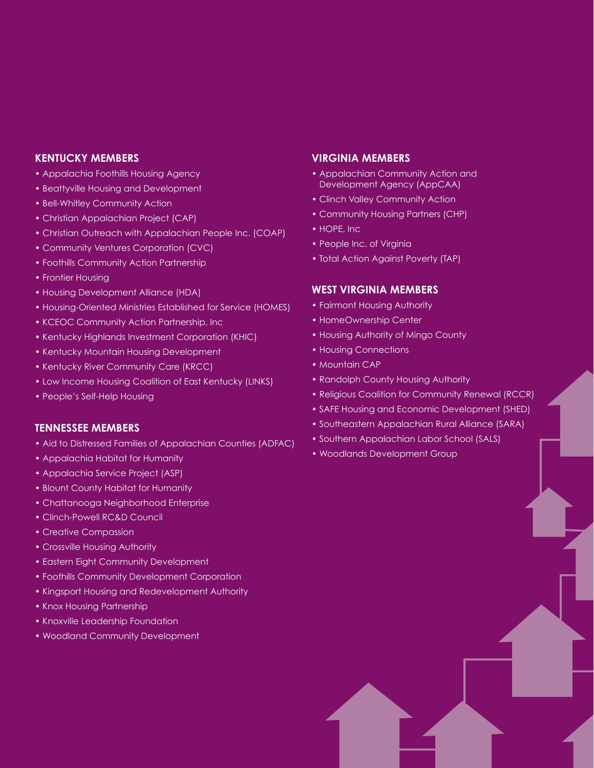## KENTUCKY MEMBERS

- Appalachia Foothills Housing Agency
- Beattyville Housing and Development
- Bell-Whitley Community Action
- Christian Appalachian Project (CAP)
- Christian Outreach with Appalachian People Inc. (COAP)
- Community Ventures Corporation (CVC)
- Foothills Community Action Partnership
- Frontier Housing
- Housing Development Alliance (HDA)
- Housing-Oriented Ministries Established for Service (HOMES)
- KCEOC Community Action Partnership, Inc
- Kentucky Highlands Investment Corporation (KHIC)
- Kentucky Mountain Housing Development
- Kentucky River Community Care (KRCC)
- Low Income Housing Coalition of East Kentucky (LINKS)
- People's Self-Help Housing

## TENNESSEE MEMBERS

- Aid to Distressed Families of Appalachian Counties (ADFAC)
- Appalachia Habitat for Humanity
- Appalachia Service Project (ASP)
- Blount County Habitat for Humanity
- Chattanooga Neighborhood Enterprise
- Clinch-Powell RC&D Council
- Creative Compassion
- Crossville Housing Authority
- Eastern Eight Community Development
- Foothills Community Development Corporation
- Kingsport Housing and Redevelopment Authority
- Knox Housing Partnership
- Knoxville Leadership Foundation
- Woodland Community Development

## VIRGINIA MEMBERS

- Appalachian Community Action and Development Agency (AppCAA)
- Clinch Valley Community Action
- Community Housing Partners (CHP)
- HOPE, Inc
- People Inc. of Virginia
- Total Action Against Poverty (TAP)

## WEST VIRGINIA MEMBERS

- Fairmont Housing Authority
- HomeOwnership Center
- Housing Authority of Mingo County
- Housing Connections
- Mountain CAP
- Randolph County Housing Authority
- Religious Coalition for Community Renewal (RCCR)
- SAFE Housing and Economic Development (SHED)
- Southeastern Appalachian Rural Alliance (SARA)
- Southern Appalachian Labor School (SALS)
- Woodlands Development Group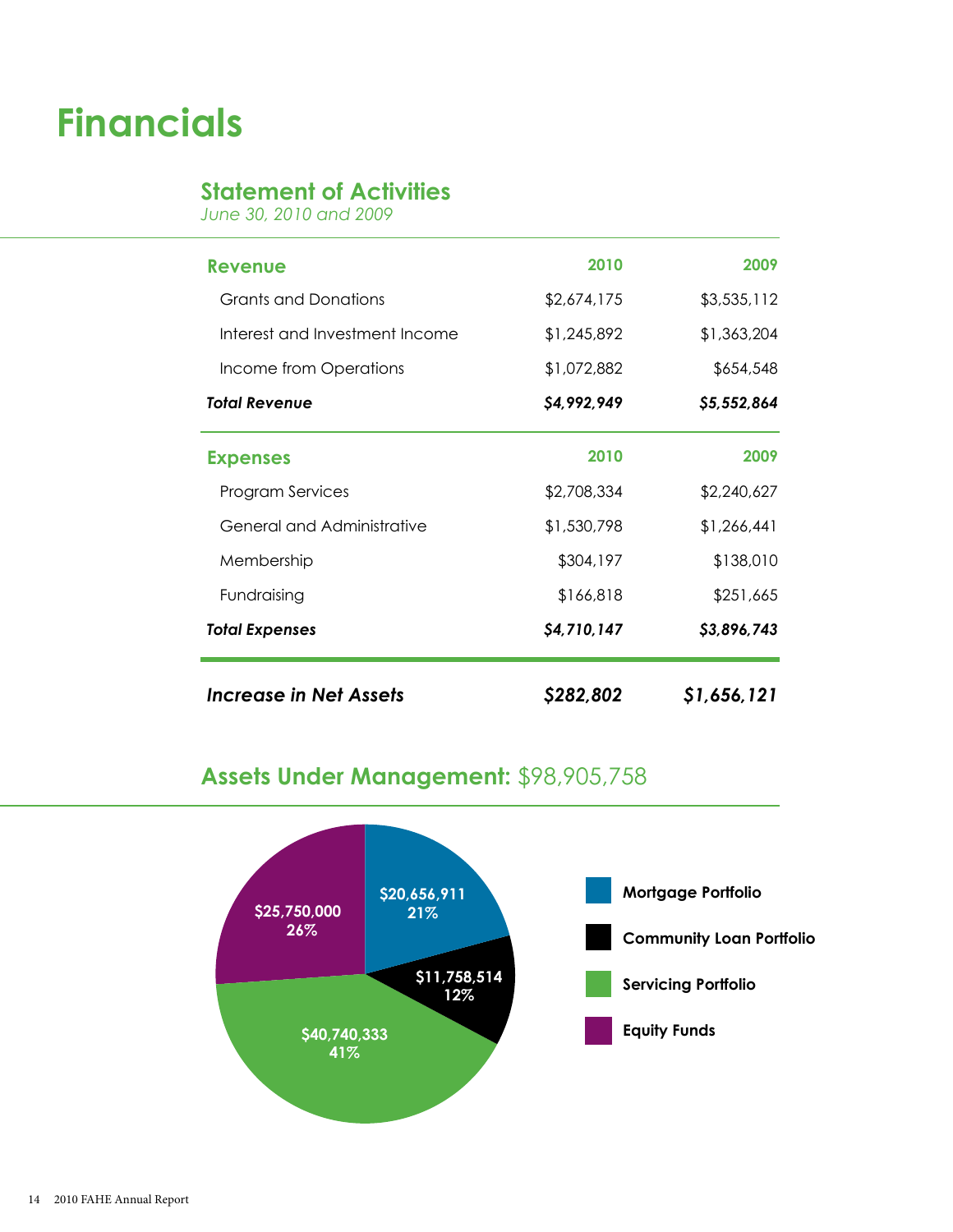# Financials

## Statement of Activities

*June 30, 2010 and 2009*

| **Revenue** | **2010** | **2009** |
|---|---|---|
| Grants and Donations | $2,674,175 | $3,535,112 |
| Interest and Investment Income | $1,245,892 | $1,363,204 |
| Income from Operations | $1,072,882 | $654,548 |
| ***Total Revenue*** | ***$4,992,949*** | ***$5,552,864*** |

| **Expenses** | **2010** | **2009** |
|---|---|---|
| Program Services | $2,708,334 | $2,240,627 |
| General and Administrative | $1,530,798 | $1,266,441 |
| Membership | $304,197 | $138,010 |
| Fundraising | $166,818 | $251,665 |
| ***Total Expenses*** | ***$4,710,147*** | ***$3,896,743*** |

| | | |
|---|---|---|
| ***Increase in Net Assets*** | ***$282,802*** | ***$1,656,121*** |

## Assets Under Management: $98,905,758

| Category | Amount | Percent |
|---|---|---|
| Mortgage Portfolio | $20,656,911 | 21% |
| Community Loan Portfolio | $11,758,514 | 12% |
| Servicing Portfolio | $40,740,333 | 41% |
| Equity Funds | $25,750,000 | 26% |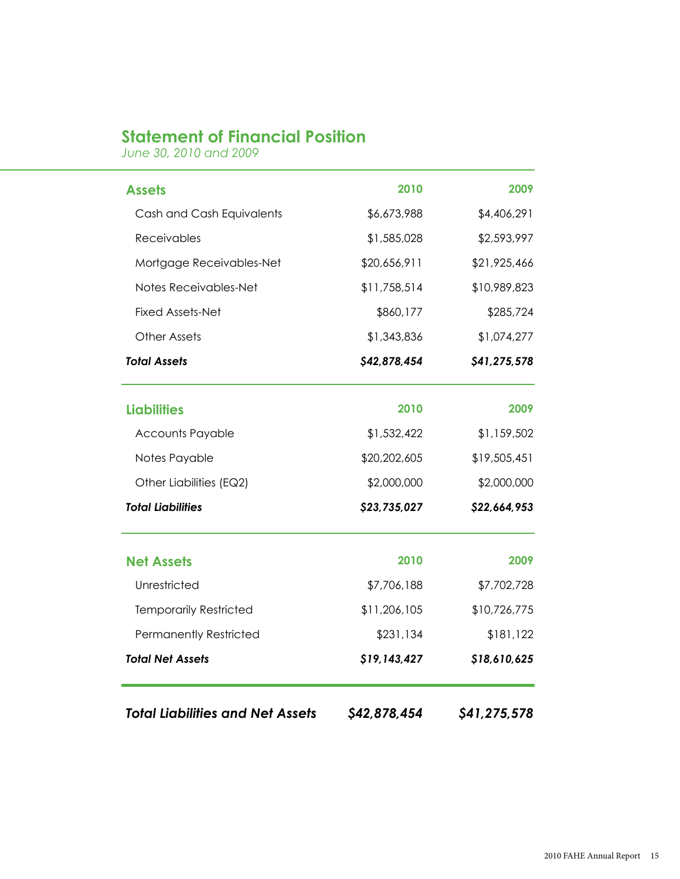## Statement of Financial Position

*June 30, 2010 and 2009*

| **Assets** | **2010** | **2009** |
|---|---|---|
| Cash and Cash Equivalents | $6,673,988 | $4,406,291 |
| Receivables | $1,585,028 | $2,593,997 |
| Mortgage Receivables-Net | $20,656,911 | $21,925,466 |
| Notes Receivables-Net | $11,758,514 | $10,989,823 |
| Fixed Assets-Net | $860,177 | $285,724 |
| Other Assets | $1,343,836 | $1,074,277 |
| ***Total Assets*** | ***$42,878,454*** | ***$41,275,578*** |

| **Liabilities** | **2010** | **2009** |
|---|---|---|
| Accounts Payable | $1,532,422 | $1,159,502 |
| Notes Payable | $20,202,605 | $19,505,451 |
| Other Liabilities (EQ2) | $2,000,000 | $2,000,000 |
| ***Total Liabilities*** | ***$23,735,027*** | ***$22,664,953*** |

| **Net Assets** | **2010** | **2009** |
|---|---|---|
| Unrestricted | $7,706,188 | $7,702,728 |
| Temporarily Restricted | $11,206,105 | $10,726,775 |
| Permanently Restricted | $231,134 | $181,122 |
| ***Total Net Assets*** | ***$19,143,427*** | ***$18,610,625*** |

| | | |
|---|---|---|
| ***Total Liabilities and Net Assets*** | ***$42,878,454*** | ***$41,275,578*** |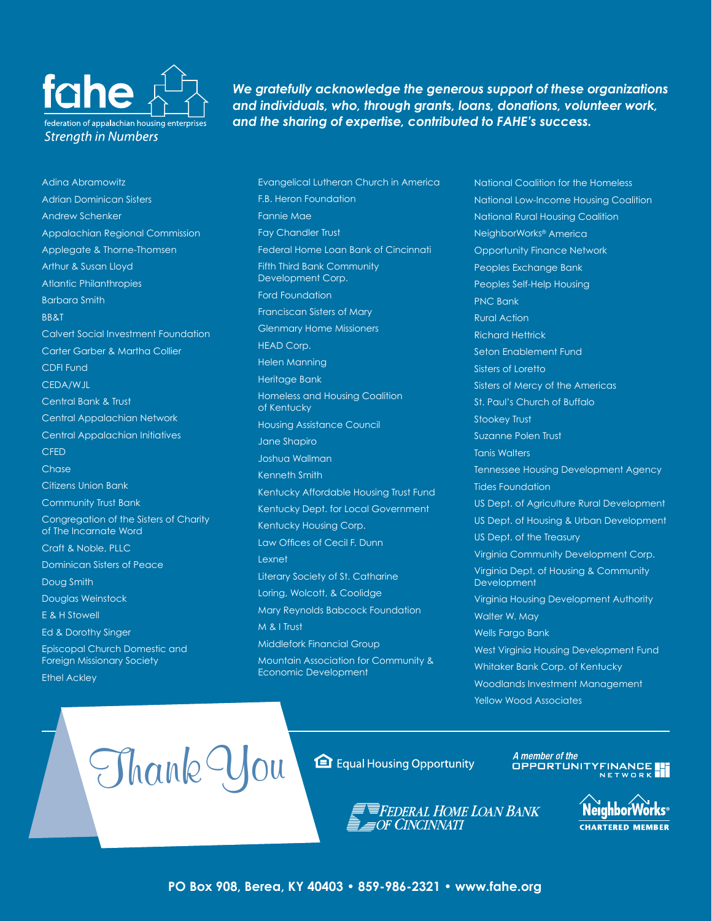fahe

federation of appalachian housing enterprises

*Strength in Numbers*

***We gratefully acknowledge the generous support of these organizations and individuals, who, through grants, loans, donations, volunteer work, and the sharing of expertise, contributed to FAHE's success.***

Adina Abramowitz
Adrian Dominican Sisters
Andrew Schenker
Appalachian Regional Commission
Applegate & Thorne-Thomsen
Arthur & Susan Lloyd
Atlantic Philanthropies
Barbara Smith
BB&T
Calvert Social Investment Foundation
Carter Garber & Martha Collier
CDFI Fund
CEDA/WJL
Central Bank & Trust
Central Appalachian Network
Central Appalachian Initiatives
CFED
Chase
Citizens Union Bank
Community Trust Bank
Congregation of the Sisters of Charity of The Incarnate Word
Craft & Noble, PLLC
Dominican Sisters of Peace
Doug Smith
Douglas Weinstock
E & H Stowell
Ed & Dorothy Singer
Episcopal Church Domestic and Foreign Missionary Society
Ethel Ackley
Evangelical Lutheran Church in America
F.B. Heron Foundation
Fannie Mae
Fay Chandler Trust
Federal Home Loan Bank of Cincinnati
Fifth Third Bank Community Development Corp.
Ford Foundation
Franciscan Sisters of Mary
Glenmary Home Missioners
HEAD Corp.
Helen Manning
Heritage Bank
Homeless and Housing Coalition of Kentucky
Housing Assistance Council
Jane Shapiro
Joshua Wallman
Kenneth Smith
Kentucky Affordable Housing Trust Fund
Kentucky Dept. for Local Government
Kentucky Housing Corp.
Law Offices of Cecil F. Dunn
Lexnet
Literary Society of St. Catharine
Loring, Wolcott, & Coolidge
Mary Reynolds Babcock Foundation
M & I Trust
Middlefork Financial Group
Mountain Association for Community & Economic Development
National Coalition for the Homeless
National Low-Income Housing Coalition
National Rural Housing Coalition
NeighborWorks® America
Opportunity Finance Network
Peoples Exchange Bank
Peoples Self-Help Housing
PNC Bank
Rural Action
Richard Hettrick
Seton Enablement Fund
Sisters of Loretto
Sisters of Mercy of the Americas
St. Paul's Church of Buffalo
Stookey Trust
Suzanne Polen Trust
Tanis Walters
Tennessee Housing Development Agency
Tides Foundation
US Dept. of Agriculture Rural Development
US Dept. of Housing & Urban Development
US Dept. of the Treasury
Virginia Community Development Corp.
Virginia Dept. of Housing & Community Development
Virginia Housing Development Authority
Walter W. May
Wells Fargo Bank
West Virginia Housing Development Fund
Whitaker Bank Corp. of Kentucky
Woodlands Investment Management
Yellow Wood Associates

Thank You

Equal Housing Opportunity

A member of the OPPORTUNITY FINANCE NETWORK

FEDERAL HOME LOAN BANK OF CINCINNATI

NeighborWorks® CHARTERED MEMBER

**PO Box 908, Berea, KY 40403 • 859-986-2321 • www.fahe.org**